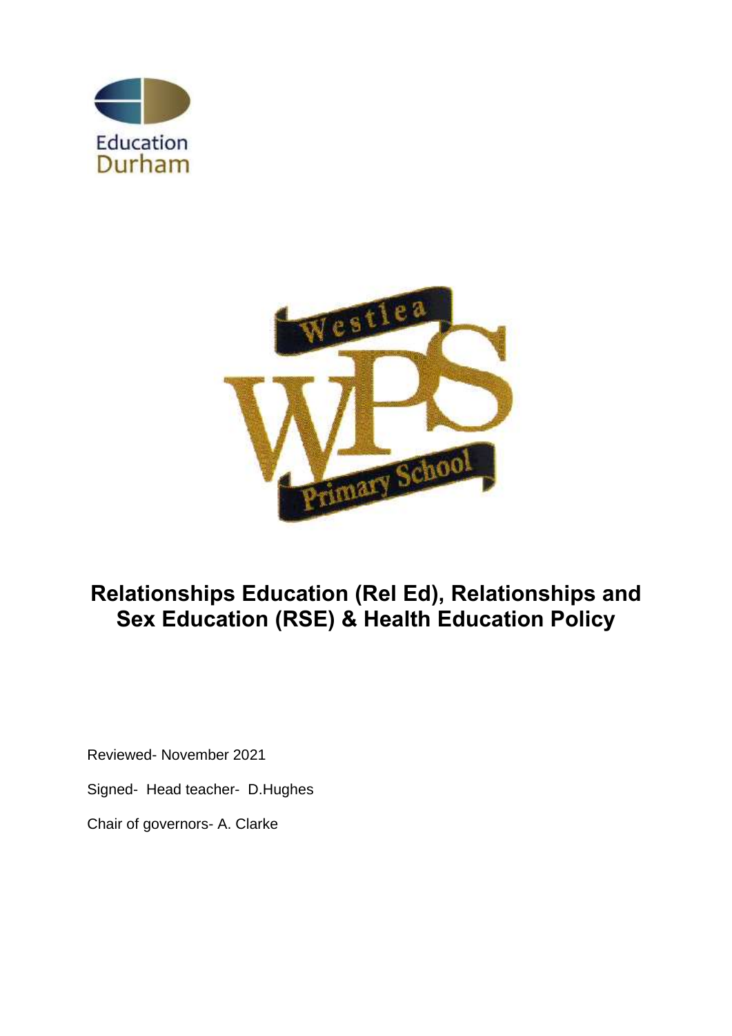Education Durham

Westlea

WPS

Primary School

# Relationships Education (Rel Ed), Relationships and Sex Education (RSE) & Health Education Policy

Reviewed- November 2021

Signed- Head teacher- D.Hughes

Chair of governors- A. Clarke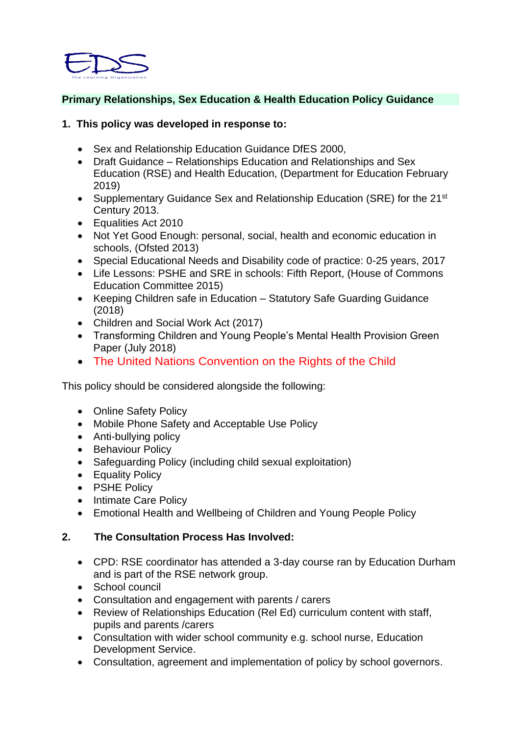**Primary Relationships, Sex Education & Health Education Policy Guidance**

## 1. This policy was developed in response to:

- Sex and Relationship Education Guidance DfES 2000,
- Draft Guidance – Relationships Education and Relationships and Sex Education (RSE) and Health Education, (Department for Education February 2019)
- Supplementary Guidance Sex and Relationship Education (SRE) for the 21st Century 2013.
- Equalities Act 2010
- Not Yet Good Enough: personal, social, health and economic education in schools, (Ofsted 2013)
- Special Educational Needs and Disability code of practice: 0-25 years, 2017
- Life Lessons: PSHE and SRE in schools: Fifth Report, (House of Commons Education Committee 2015)
- Keeping Children safe in Education – Statutory Safe Guarding Guidance (2018)
- Children and Social Work Act (2017)
- Transforming Children and Young People's Mental Health Provision Green Paper (July 2018)
- The United Nations Convention on the Rights of the Child

This policy should be considered alongside the following:

- Online Safety Policy
- Mobile Phone Safety and Acceptable Use Policy
- Anti-bullying policy
- Behaviour Policy
- Safeguarding Policy (including child sexual exploitation)
- Equality Policy
- PSHE Policy
- Intimate Care Policy
- Emotional Health and Wellbeing of Children and Young People Policy

## 2. The Consultation Process Has Involved:

- CPD: RSE coordinator has attended a 3-day course ran by Education Durham and is part of the RSE network group.
- School council
- Consultation and engagement with parents / carers
- Review of Relationships Education (Rel Ed) curriculum content with staff, pupils and parents /carers
- Consultation with wider school community e.g. school nurse, Education Development Service.
- Consultation, agreement and implementation of policy by school governors.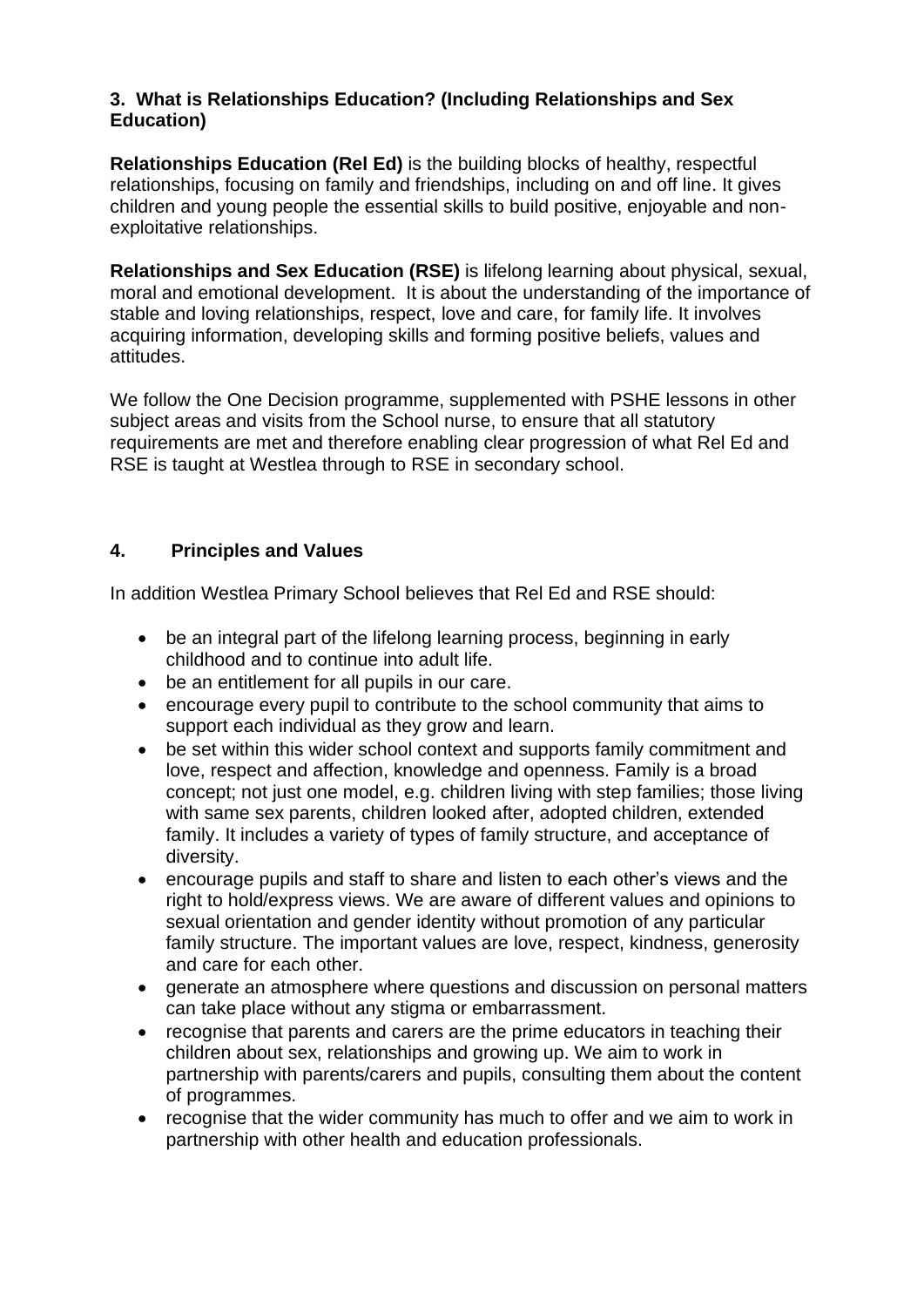## 3. What is Relationships Education? (Including Relationships and Sex Education)

**Relationships Education (Rel Ed)** is the building blocks of healthy, respectful relationships, focusing on family and friendships, including on and off line. It gives children and young people the essential skills to build positive, enjoyable and non-exploitative relationships.

**Relationships and Sex Education (RSE)** is lifelong learning about physical, sexual, moral and emotional development. It is about the understanding of the importance of stable and loving relationships, respect, love and care, for family life. It involves acquiring information, developing skills and forming positive beliefs, values and attitudes.

We follow the One Decision programme, supplemented with PSHE lessons in other subject areas and visits from the School nurse, to ensure that all statutory requirements are met and therefore enabling clear progression of what Rel Ed and RSE is taught at Westlea through to RSE in secondary school.

## 4. Principles and Values

In addition Westlea Primary School believes that Rel Ed and RSE should:

- be an integral part of the lifelong learning process, beginning in early childhood and to continue into adult life.
- be an entitlement for all pupils in our care.
- encourage every pupil to contribute to the school community that aims to support each individual as they grow and learn.
- be set within this wider school context and supports family commitment and love, respect and affection, knowledge and openness. Family is a broad concept; not just one model, e.g. children living with step families; those living with same sex parents, children looked after, adopted children, extended family. It includes a variety of types of family structure, and acceptance of diversity.
- encourage pupils and staff to share and listen to each other's views and the right to hold/express views. We are aware of different values and opinions to sexual orientation and gender identity without promotion of any particular family structure. The important values are love, respect, kindness, generosity and care for each other.
- generate an atmosphere where questions and discussion on personal matters can take place without any stigma or embarrassment.
- recognise that parents and carers are the prime educators in teaching their children about sex, relationships and growing up. We aim to work in partnership with parents/carers and pupils, consulting them about the content of programmes.
- recognise that the wider community has much to offer and we aim to work in partnership with other health and education professionals.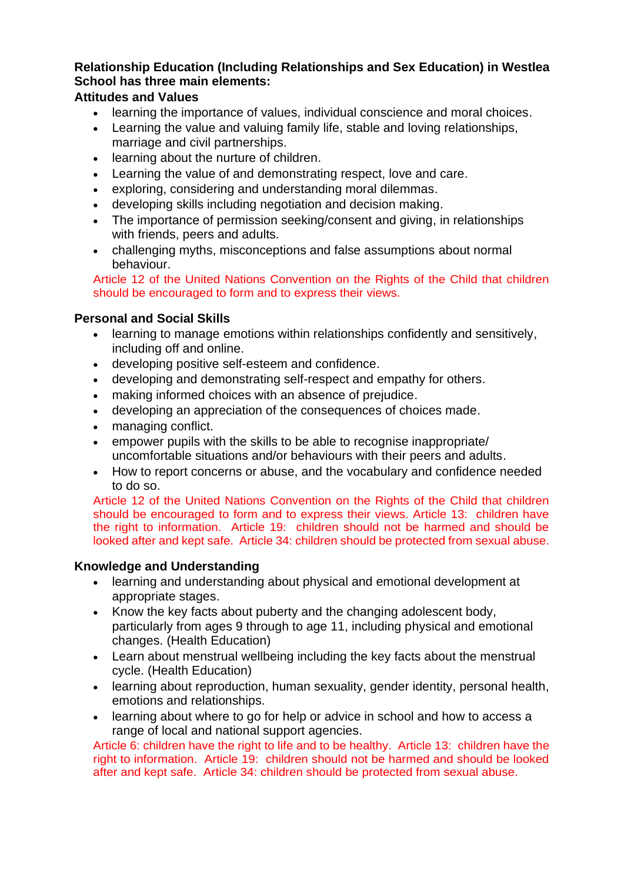**Relationship Education (Including Relationships and Sex Education) in Westlea School has three main elements:**

**Attitudes and Values**

- learning the importance of values, individual conscience and moral choices.
- Learning the value and valuing family life, stable and loving relationships, marriage and civil partnerships.
- learning about the nurture of children.
- Learning the value of and demonstrating respect, love and care.
- exploring, considering and understanding moral dilemmas.
- developing skills including negotiation and decision making.
- The importance of permission seeking/consent and giving, in relationships with friends, peers and adults.
- challenging myths, misconceptions and false assumptions about normal behaviour.

Article 12 of the United Nations Convention on the Rights of the Child that children should be encouraged to form and to express their views.

**Personal and Social Skills**

- learning to manage emotions within relationships confidently and sensitively, including off and online.
- developing positive self-esteem and confidence.
- developing and demonstrating self-respect and empathy for others.
- making informed choices with an absence of prejudice.
- developing an appreciation of the consequences of choices made.
- managing conflict.
- empower pupils with the skills to be able to recognise inappropriate/ uncomfortable situations and/or behaviours with their peers and adults.
- How to report concerns or abuse, and the vocabulary and confidence needed to do so.

Article 12 of the United Nations Convention on the Rights of the Child that children should be encouraged to form and to express their views. Article 13: children have the right to information. Article 19: children should not be harmed and should be looked after and kept safe. Article 34: children should be protected from sexual abuse.

**Knowledge and Understanding**

- learning and understanding about physical and emotional development at appropriate stages.
- Know the key facts about puberty and the changing adolescent body, particularly from ages 9 through to age 11, including physical and emotional changes. (Health Education)
- Learn about menstrual wellbeing including the key facts about the menstrual cycle. (Health Education)
- learning about reproduction, human sexuality, gender identity, personal health, emotions and relationships.
- learning about where to go for help or advice in school and how to access a range of local and national support agencies.

Article 6: children have the right to life and to be healthy. Article 13: children have the right to information. Article 19: children should not be harmed and should be looked after and kept safe. Article 34: children should be protected from sexual abuse.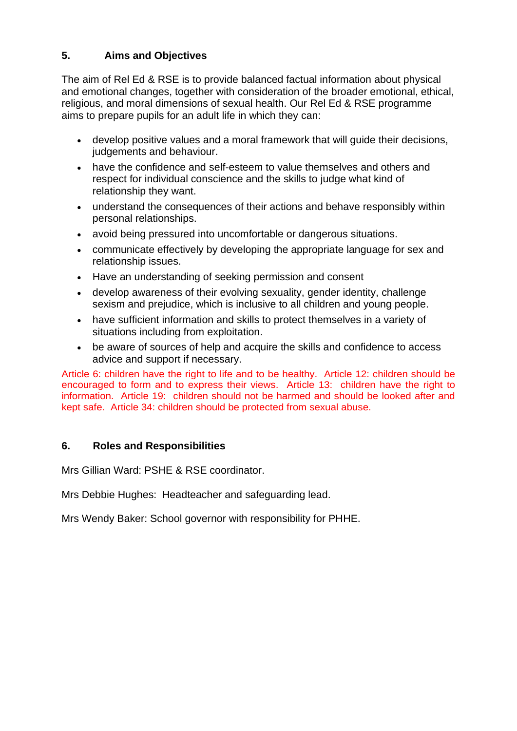## 5. Aims and Objectives

The aim of Rel Ed & RSE is to provide balanced factual information about physical and emotional changes, together with consideration of the broader emotional, ethical, religious, and moral dimensions of sexual health. Our Rel Ed & RSE programme aims to prepare pupils for an adult life in which they can:

- develop positive values and a moral framework that will guide their decisions, judgements and behaviour.
- have the confidence and self-esteem to value themselves and others and respect for individual conscience and the skills to judge what kind of relationship they want.
- understand the consequences of their actions and behave responsibly within personal relationships.
- avoid being pressured into uncomfortable or dangerous situations.
- communicate effectively by developing the appropriate language for sex and relationship issues.
- Have an understanding of seeking permission and consent
- develop awareness of their evolving sexuality, gender identity, challenge sexism and prejudice, which is inclusive to all children and young people.
- have sufficient information and skills to protect themselves in a variety of situations including from exploitation.
- be aware of sources of help and acquire the skills and confidence to access advice and support if necessary.

Article 6: children have the right to life and to be healthy. Article 12: children should be encouraged to form and to express their views. Article 13: children have the right to information. Article 19: children should not be harmed and should be looked after and kept safe. Article 34: children should be protected from sexual abuse.

## 6. Roles and Responsibilities

Mrs Gillian Ward: PSHE & RSE coordinator.

Mrs Debbie Hughes: Headteacher and safeguarding lead.

Mrs Wendy Baker: School governor with responsibility for PHHE.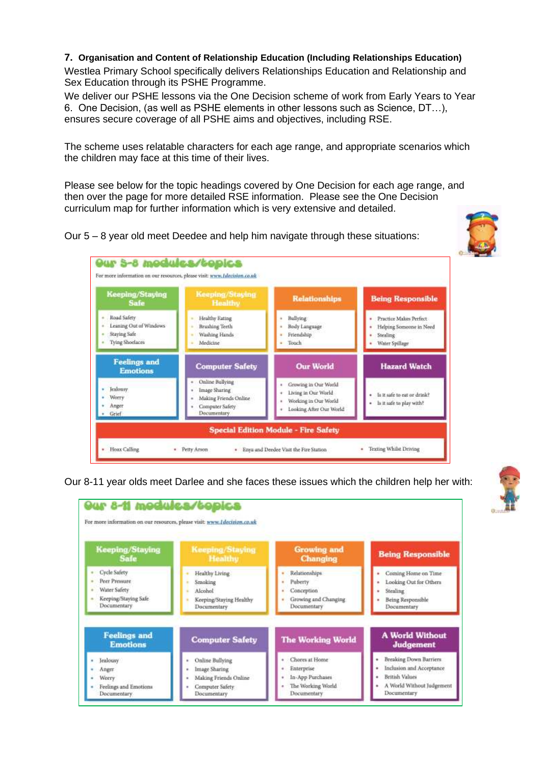## 7. Organisation and Content of Relationship Education (Including Relationships Education)

Westlea Primary School specifically delivers Relationships Education and Relationship and Sex Education through its PSHE Programme.

We deliver our PSHE lessons via the One Decision scheme of work from Early Years to Year 6. One Decision, (as well as PSHE elements in other lessons such as Science, DT…), ensures secure coverage of all PSHE aims and objectives, including RSE.

The scheme uses relatable characters for each age range, and appropriate scenarios which the children may face at this time of their lives.

Please see below for the topic headings covered by One Decision for each age range, and then over the page for more detailed RSE information. Please see the One Decision curriculum map for further information which is very extensive and detailed.

Our 5 – 8 year old meet Deedee and help him navigate through these situations:

### Our 5-8 modules/topics

For more information on our resources, please visit: www.1decision.co.uk

| Keeping/Staying Safe | Keeping/Staying Healthy | Relationships | Being Responsible |
|---|---|---|---|
| • Road Safety<br>• Leaning Out of Windows<br>• Staying Safe<br>• Tying Shoelaces | • Healthy Eating<br>• Brushing Teeth<br>• Washing Hands<br>• Medicine | • Bullying<br>• Body Language<br>• Friendship<br>• Touch | • Practice Makes Perfect<br>• Helping Someone in Need<br>• Stealing<br>• Water Spillage |

| Feelings and Emotions | Computer Safety | Our World | Hazard Watch |
|---|---|---|---|
| • Jealousy<br>• Worry<br>• Anger<br>• Grief | • Online Bullying<br>• Image Sharing<br>• Making Friends Online<br>• Computer Safety Documentary | • Growing in Our World<br>• Living in Our World<br>• Working in Our World<br>• Looking After Our World | • Is it safe to eat or drink?<br>• Is it safe to play with? |

**Special Edition Module - Fire Safety**

• Hoax Calling • Petty Arson • Enya and Deedee Visit the Fire Station • Texting Whilst Driving

Our 8-11 year olds meet Darlee and she faces these issues which the children help her with:

### Our 8-11 modules/topics

For more information on our resources, please visit: www.1decision.co.uk

| Keeping/Staying Safe | Keeping/Staying Healthy | Growing and Changing | Being Responsible |
|---|---|---|---|
| • Cycle Safety<br>• Peer Pressure<br>• Water Safety<br>• Keeping/Staying Safe Documentary | • Healthy Living<br>• Smoking<br>• Alcohol<br>• Keeping/Staying Healthy Documentary | • Relationships<br>• Puberty<br>• Conception<br>• Growing and Changing Documentary | • Coming Home on Time<br>• Looking Out for Others<br>• Stealing<br>• Being Responsible Documentary |

| Feelings and Emotions | Computer Safety | The Working World | A World Without Judgement |
|---|---|---|---|
| • Jealousy<br>• Anger<br>• Worry<br>• Feelings and Emotions Documentary | • Online Bullying<br>• Image Sharing<br>• Making Friends Online<br>• Computer Safety Documentary | • Chores at Home<br>• Enterprise<br>• In-App Purchases<br>• The Working World Documentary | • Breaking Down Barriers<br>• Inclusion and Acceptance<br>• British Values<br>• A World Without Judgement Documentary |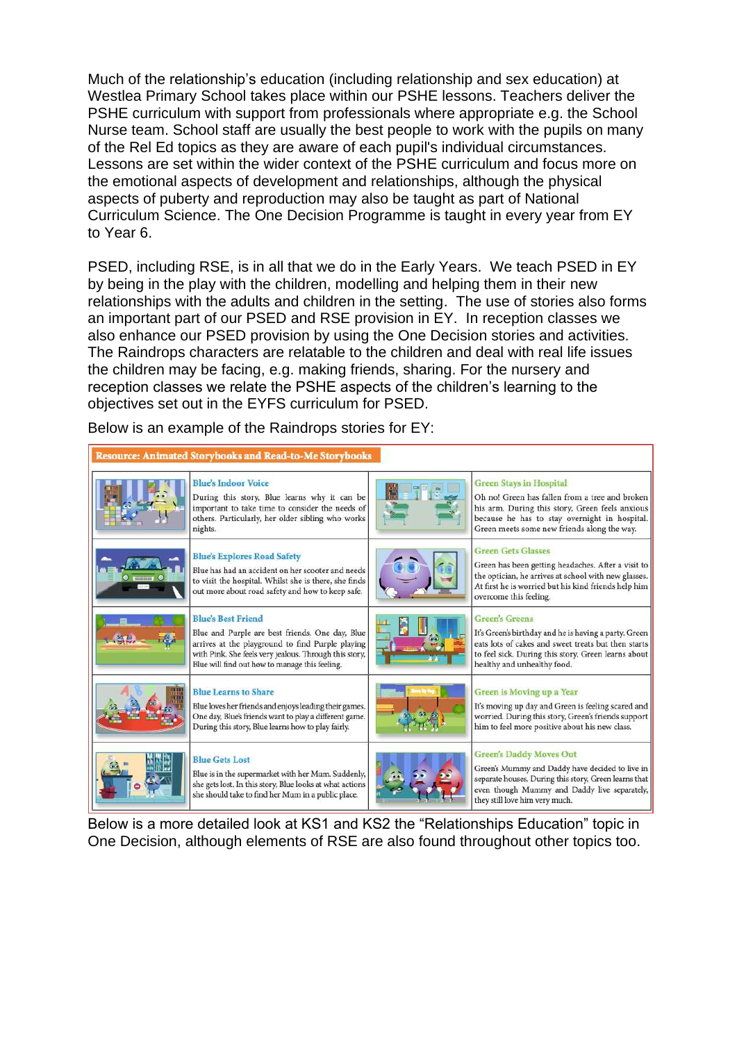Much of the relationship's education (including relationship and sex education) at Westlea Primary School takes place within our PSHE lessons. Teachers deliver the PSHE curriculum with support from professionals where appropriate e.g. the School Nurse team. School staff are usually the best people to work with the pupils on many of the Rel Ed topics as they are aware of each pupil's individual circumstances. Lessons are set within the wider context of the PSHE curriculum and focus more on the emotional aspects of development and relationships, although the physical aspects of puberty and reproduction may also be taught as part of National Curriculum Science. The One Decision Programme is taught in every year from EY to Year 6.

PSED, including RSE, is in all that we do in the Early Years. We teach PSED in EY by being in the play with the children, modelling and helping them in their new relationships with the adults and children in the setting. The use of stories also forms an important part of our PSED and RSE provision in EY. In reception classes we also enhance our PSED provision by using the One Decision stories and activities. The Raindrops characters are relatable to the children and deal with real life issues the children may be facing, e.g. making friends, sharing. For the nursery and reception classes we relate the PSHE aspects of the children's learning to the objectives set out in the EYFS curriculum for PSED.

Below is an example of the Raindrops stories for EY:

**Resource: Animated Storybooks and Read-to-Me Storybooks**

| Story | Description | Story | Description |
|---|---|---|---|
| **Blue's Indoor Voice** | During this story, Blue learns why it can be important to take time to consider the needs of others. Particularly, her older sibling who works nights. | **Green Stays in Hospital** | Oh no! Green has fallen from a tree and broken his arm. During this story, Green feels anxious because he has to stay overnight in hospital. Green meets some new friends along the way. |
| **Blue's Explores Road Safety** | Blue has had an accident on her scooter and needs to visit the hospital. Whilst she is there, she finds out more about road safety and how to keep safe. | **Green Gets Glasses** | Green has been getting headaches. After a visit to the optician, he arrives at school with new glasses. At first he is worried but his kind friends help him overcome this feeling. |
| **Blue's Best Friend** | Blue and Purple are best friends. One day, Blue arrives at the playground to find Purple playing with Pink. She feels very jealous. Through this story, Blue will find out how to manage this feeling. | **Green's Greens** | It's Green's birthday and he is having a party. Green eats lots of cakes and sweet treats but then starts to feel sick. During this story, Green learns about healthy and unhealthy food. |
| **Blue Learns to Share** | Blue loves her friends and enjoys leading their games. One day, Blue's friends want to play a different game. During this story, Blue learns how to play fairly. | **Green is Moving up a Year** | It's moving up day and Green is feeling scared and worried. During this story, Green's friends support him to feel more positive about his new class. |
| **Blue Gets Lost** | Blue is in the supermarket with her Mum. Suddenly, she gets lost. In this story, Blue looks at what actions she should take to find her Mum in a public place. | **Green's Daddy Moves Out** | Green's Mummy and Daddy have decided to live in separate houses. During this story, Green learns that even though Mummy and Daddy live separately, they still love him very much. |

Below is a more detailed look at KS1 and KS2 the "Relationships Education" topic in One Decision, although elements of RSE are also found throughout other topics too.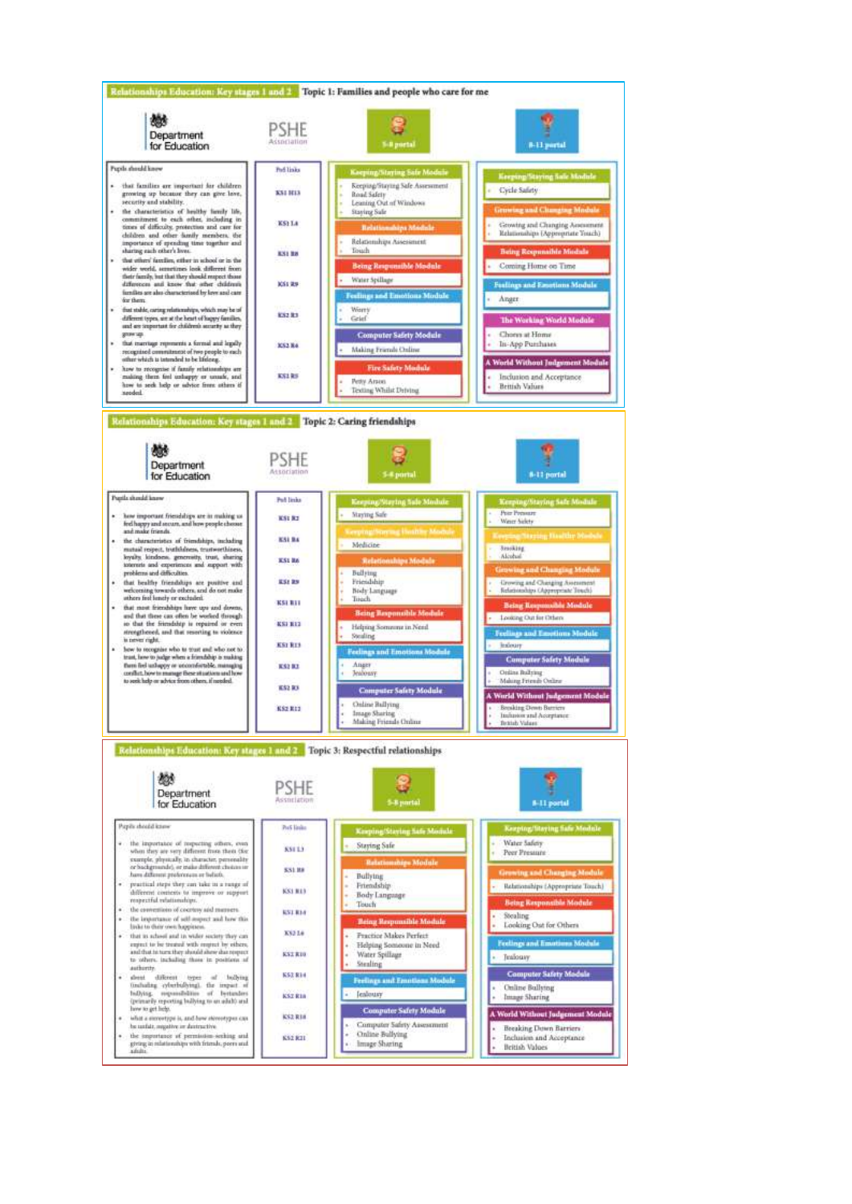## Relationships Education: Key stages 1 and 2 — Topic 1: Families and people who care for me

Department for Education | PSHE Association | 5-8 portal | 8-11 portal

**Pupils should know**

- that families are important for children growing up because they can give love, security and stability.
- the characteristics of healthy family life, commitment to each other, including in times of difficulty, protection and care for children and other family members, the importance of spending time together and sharing each other's lives.
- that others' families, either in school or in the wider world, sometimes look different from their family, but that they should respect those differences and know that other children's families are also characterised by love and care for them.
- that stable, caring relationships, which may be of different types, are at the heart of happy families, and are important for children's security as they grow up.
- that marriage represents a formal and legally recognised commitment of two people to each other which is intended to be lifelong.
- how to recognise if family relationships are making them feel unhappy or unsafe, and how to seek help or advice from others if needed.

**PoS links**

KS1 H13, KS1 L4, KS1 R8, KS1 R9, KS2 R3, KS2 R4, KS1 R5

**5-8 portal**

- **Keeping/Staying Safe Module**
  - Keeping/Staying Safe Assessment
  - Road Safety
  - Leaning Out of Windows
  - Staying Safe
- **Relationships Module**
  - Relationships Assessment
  - Touch
- **Being Responsible Module**
  - Water Spillage
- **Feelings and Emotions Module**
  - Worry
  - Grief
- **Computer Safety Module**
  - Making Friends Online
- **Fire Safety Module**
  - Petty Arson
  - Texting Whilst Driving

**8-11 portal**

- **Keeping/Staying Safe Module**
  - Cycle Safety
- **Growing and Changing Module**
  - Growing and Changing Assessment
  - Relationships (Appropriate Touch)
- **Being Responsible Module**
  - Coming Home on Time
- **Feelings and Emotions Module**
  - Anger
- **The Working World Module**
  - Chores at Home
  - In-App Purchases
- **A World Without Judgement Module**
  - Inclusion and Acceptance
  - British Values

## Relationships Education: Key stages 1 and 2 — Topic 2: Caring friendships

Department for Education | PSHE Association | 5-8 portal | 8-11 portal

**Pupils should know**

- how important friendships are in making us feel happy and secure, and how people choose and make friends.
- the characteristics of friendships, including mutual respect, truthfulness, trustworthiness, loyalty, kindness, generosity, trust, sharing interests and experiences and support with problems and difficulties.
- that healthy friendships are positive and welcoming towards others, and do not make others feel lonely or excluded.
- that most friendships have ups and downs, and that these can often be worked through so that the friendship is repaired or even strengthened, and that resorting to violence is never right.
- how to recognise who to trust and who not to trust, how to judge when a friendship is making them feel unhappy or uncomfortable, managing conflict, how to manage these situations and how to seek help or advice from others, if needed.

**PoS links**

KS1 R2, KS1 R4, KS1 R6, KS1 R9, KS1 R11, KS1 R12, KS1 R13, KS2 R1, KS2 R3, KS2 R12

**5-8 portal**

- **Keeping/Staying Safe Module**
  - Staying Safe
- **Keeping/Staying Healthy Module**
  - Medicine
- **Relationships Module**
  - Bullying
  - Friendship
  - Body Language
  - Touch
- **Being Responsible Module**
  - Helping Someone in Need
  - Stealing
- **Feelings and Emotions Module**
  - Anger
  - Jealousy
- **Computer Safety Module**
  - Online Bullying
  - Image Sharing
  - Making Friends Online

**8-11 portal**

- **Keeping/Staying Safe Module**
  - Peer Pressure
  - Water Safety
- **Keeping/Staying Healthy Module**
  - Smoking
  - Alcohol
- **Growing and Changing Module**
  - Growing and Changing Assessment
  - Relationships (Appropriate Touch)
- **Being Responsible Module**
  - Looking Out for Others
- **Feelings and Emotions Module**
  - Jealousy
- **Computer Safety Module**
  - Online Bullying
  - Making Friends Online
- **A World Without Judgement Module**
  - Breaking Down Barriers
  - Inclusion and Acceptance
  - British Values

## Relationships Education: Key stages 1 and 2 — Topic 3: Respectful relationships

Department for Education | PSHE Association | 5-8 portal | 8-11 portal

**Pupils should know**

- the importance of respecting others, even when they are very different from them (for example, physically, in character, personality or backgrounds), or make different choices or have different preferences or beliefs.
- practical steps they can take in a range of different contexts to improve or support respectful relationships.
- the conventions of courtesy and manners.
- the importance of self-respect and how this links to their own happiness.
- that in school and in wider society they can expect to be treated with respect by others, and that in turn they should show due respect to others, including those in positions of authority.
- about different types of bullying (including cyberbullying), the impact of bullying, responsibilities of bystanders (primarily reporting bullying to an adult) and how to get help.
- what a stereotype is, and how stereotypes can be unfair, negative or destructive.
- the importance of permission-seeking and giving in relationships with friends, peers and adults.

**PoS links**

KS1 L3, KS1 R8, KS1 R13, KS1 R14, KS2 L6, KS2 R10, KS2 R14, KS2 R16, KS2 R18, KS2 R21

**5-8 portal**

- **Keeping/Staying Safe Module**
  - Staying Safe
- **Relationships Module**
  - Bullying
  - Friendship
  - Body Language
  - Touch
- **Being Responsible Module**
  - Practice Makes Perfect
  - Helping Someone in Need
  - Water Spillage
  - Stealing
- **Feelings and Emotions Module**
  - Jealousy
- **Computer Safety Module**
  - Computer Safety Assessment
  - Online Bullying
  - Image Sharing

**8-11 portal**

- **Keeping/Staying Safe Module**
  - Water Safety
  - Peer Pressure
- **Growing and Changing Module**
  - Relationships (Appropriate Touch)
- **Being Responsible Module**
  - Stealing
  - Looking Out for Others
- **Feelings and Emotions Module**
  - Jealousy
- **Computer Safety Module**
  - Online Bullying
  - Image Sharing
- **A World Without Judgement Module**
  - Breaking Down Barriers
  - Inclusion and Acceptance
  - British Values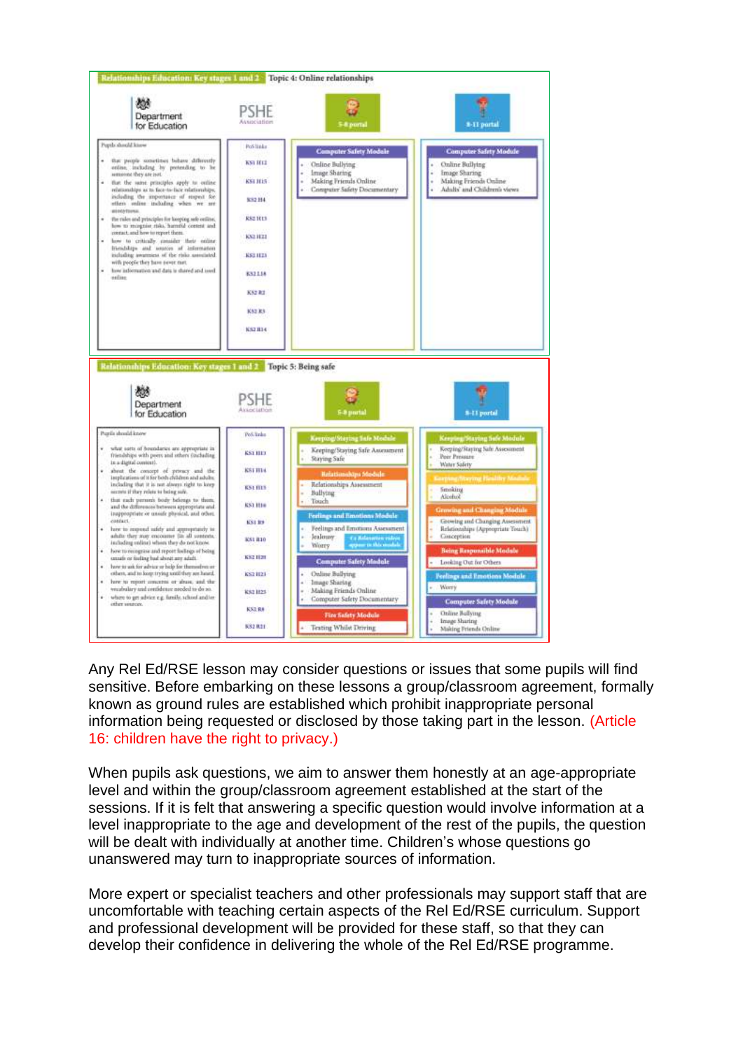**Relationships Education: Key stages 1 and 2** Topic 4: Online relationships

| Department for Education | PSHE Association | 5-8 portal | 8-11 portal |
|---|---|---|---|
| Pupils should know<br>• that people sometimes behave differently online, including by pretending to be someone they are not.<br>• that the same principles apply to online relationships as to face-to-face relationships, including the importance of respect for others online including when we are anonymous.<br>• the rules and principles for keeping safe online, how to recognise risks, harmful content and contact, and how to report them.<br>• how to critically consider their online friendships and sources of information including awareness of the risks associated with people they have never met.<br>• how information and data is shared and used online. | PoS links<br>KS1 H12<br>KS1 H15<br>KS2 H4<br>KS2 H13<br>KS2 H22<br>KS2 H23<br>KS2 L18<br>KS2 R2<br>KS2 R3<br>KS2 R14 | **Computer Safety Module**<br>• Online Bullying<br>• Image Sharing<br>• Making Friends Online<br>• Computer Safety Documentary | **Computer Safety Module**<br>• Online Bullying<br>• Image Sharing<br>• Making Friends Online<br>• Adults' and Children's views |

**Relationships Education: Key stages 1 and 2** Topic 5: Being safe

| Department for Education | PSHE Association | 5-8 portal | 8-11 portal |
|---|---|---|---|
| Pupils should know<br>• what sorts of boundaries are appropriate in friendships with peers and others (including in a digital context).<br>• about the concept of privacy and the implications of it for both children and adults; including that it is not always right to keep secrets if they relate to being safe.<br>• that each person's body belongs to them, and the differences between appropriate and inappropriate or unsafe physical, and other, contact.<br>• how to respond safely and appropriately to adults they may encounter (in all contexts, including online) whom they do not know.<br>• how to recognise and report feelings of being unsafe or feeling bad about any adult.<br>• how to ask for advice or help for themselves or others, and to keep trying until they are heard.<br>• how to report concerns or abuse, and the vocabulary and confidence needed to do so.<br>• where to get advice e.g. family, school and/or other sources. | PoS links<br>KS1 H13<br>KS1 H14<br>KS1 H15<br>KS1 H16<br>KS1 R9<br>KS1 R10<br>KS2 H20<br>KS2 H23<br>KS2 H25<br>KS2 R8<br>KS2 R21 | **Keeping/Staying Safe Module**<br>• Keeping/Staying Safe Assessment<br>• Staying Safe<br>**Relationships Module**<br>• Relationships Assessment<br>• Bullying<br>• Touch<br>**Feelings and Emotions Module**<br>• Feelings and Emotions Assessment<br>• Jealousy<br>• Worry<br>(3 Relaxation videos appear in this module)<br>**Computer Safety Module**<br>• Online Bullying<br>• Image Sharing<br>• Making Friends Online<br>• Computer Safety Documentary<br>**Fire Safety Module**<br>• Texting Whilst Driving | **Keeping/Staying Safe Module**<br>• Keeping/Staying Safe Assessment<br>• Peer Pressure<br>• Water Safety<br>**Keeping/Staying Healthy Module**<br>• Smoking<br>• Alcohol<br>**Growing and Changing Module**<br>• Growing and Changing Assessment<br>• Relationships (Appropriate Touch)<br>• Conception<br>**Being Responsible Module**<br>• Looking Out for Others<br>**Feelings and Emotions Module**<br>• Worry<br>**Computer Safety Module**<br>• Online Bullying<br>• Image Sharing<br>• Making Friends Online |

Any Rel Ed/RSE lesson may consider questions or issues that some pupils will find sensitive. Before embarking on these lessons a group/classroom agreement, formally known as ground rules are established which prohibit inappropriate personal information being requested or disclosed by those taking part in the lesson. (Article 16: children have the right to privacy.)

When pupils ask questions, we aim to answer them honestly at an age-appropriate level and within the group/classroom agreement established at the start of the sessions. If it is felt that answering a specific question would involve information at a level inappropriate to the age and development of the rest of the pupils, the question will be dealt with individually at another time. Children's whose questions go unanswered may turn to inappropriate sources of information.

More expert or specialist teachers and other professionals may support staff that are uncomfortable with teaching certain aspects of the Rel Ed/RSE curriculum. Support and professional development will be provided for these staff, so that they can develop their confidence in delivering the whole of the Rel Ed/RSE programme.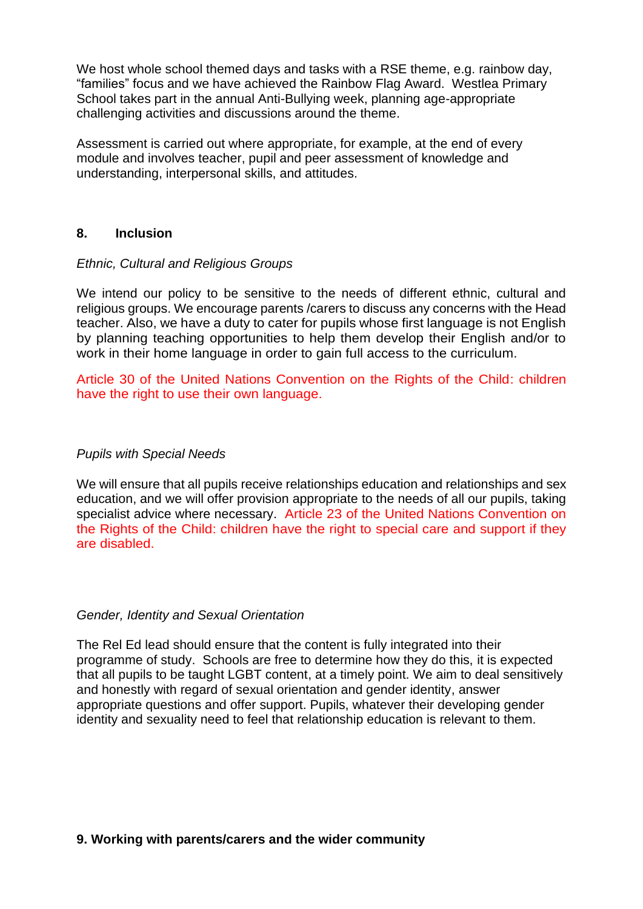We host whole school themed days and tasks with a RSE theme, e.g. rainbow day, "families" focus and we have achieved the Rainbow Flag Award. Westlea Primary School takes part in the annual Anti-Bullying week, planning age-appropriate challenging activities and discussions around the theme.

Assessment is carried out where appropriate, for example, at the end of every module and involves teacher, pupil and peer assessment of knowledge and understanding, interpersonal skills, and attitudes.

## 8. Inclusion

*Ethnic, Cultural and Religious Groups*

We intend our policy to be sensitive to the needs of different ethnic, cultural and religious groups. We encourage parents /carers to discuss any concerns with the Head teacher. Also, we have a duty to cater for pupils whose first language is not English by planning teaching opportunities to help them develop their English and/or to work in their home language in order to gain full access to the curriculum.

Article 30 of the United Nations Convention on the Rights of the Child: children have the right to use their own language.

*Pupils with Special Needs*

We will ensure that all pupils receive relationships education and relationships and sex education, and we will offer provision appropriate to the needs of all our pupils, taking specialist advice where necessary. Article 23 of the United Nations Convention on the Rights of the Child: children have the right to special care and support if they are disabled.

*Gender, Identity and Sexual Orientation*

The Rel Ed lead should ensure that the content is fully integrated into their programme of study. Schools are free to determine how they do this, it is expected that all pupils to be taught LGBT content, at a timely point. We aim to deal sensitively and honestly with regard of sexual orientation and gender identity, answer appropriate questions and offer support. Pupils, whatever their developing gender identity and sexuality need to feel that relationship education is relevant to them.

## 9. Working with parents/carers and the wider community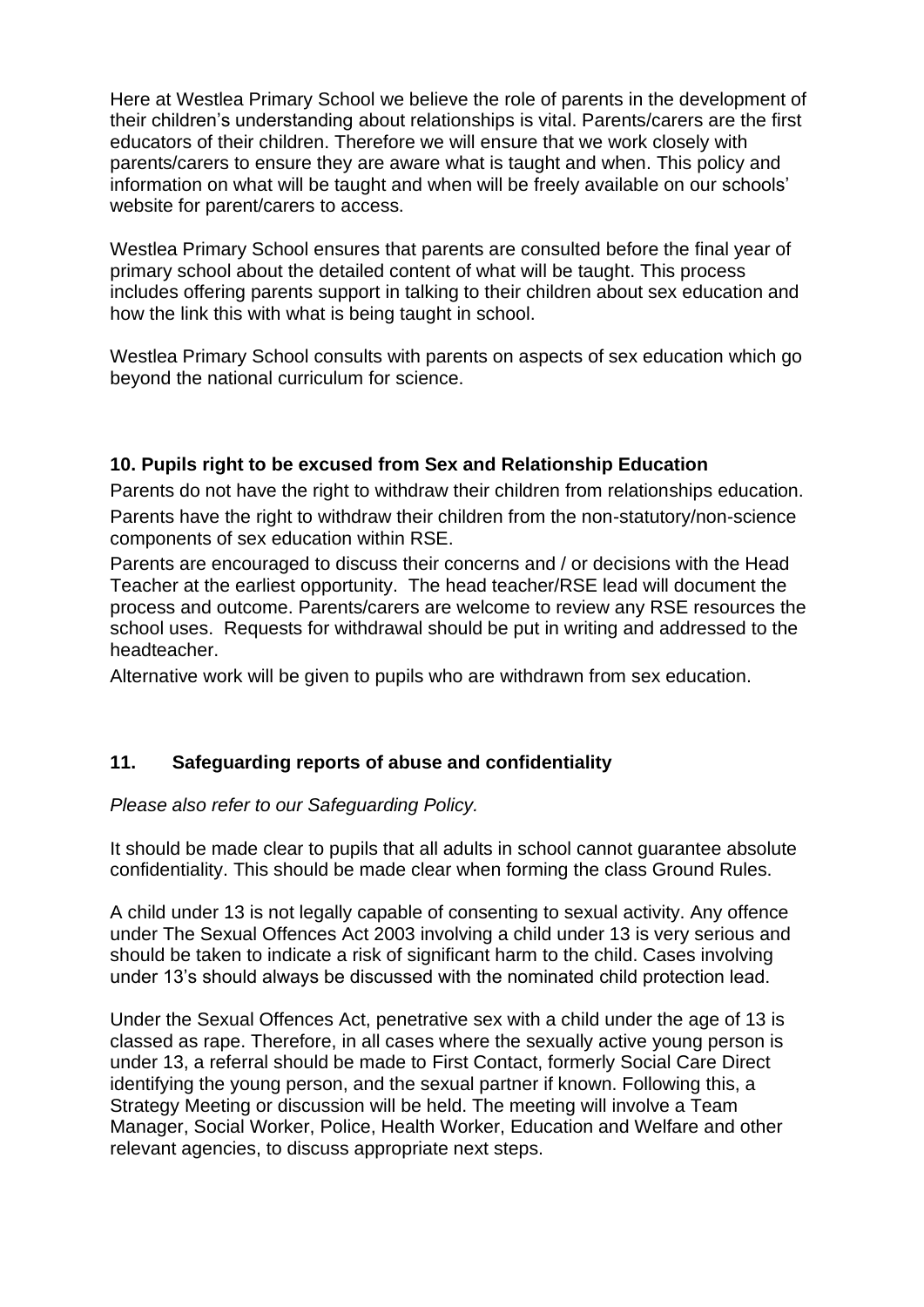Here at Westlea Primary School we believe the role of parents in the development of their children's understanding about relationships is vital. Parents/carers are the first educators of their children. Therefore we will ensure that we work closely with parents/carers to ensure they are aware what is taught and when. This policy and information on what will be taught and when will be freely available on our schools' website for parent/carers to access.

Westlea Primary School ensures that parents are consulted before the final year of primary school about the detailed content of what will be taught. This process includes offering parents support in talking to their children about sex education and how the link this with what is being taught in school.

Westlea Primary School consults with parents on aspects of sex education which go beyond the national curriculum for science.

### 10. Pupils right to be excused from Sex and Relationship Education

Parents do not have the right to withdraw their children from relationships education.

Parents have the right to withdraw their children from the non-statutory/non-science components of sex education within RSE.

Parents are encouraged to discuss their concerns and / or decisions with the Head Teacher at the earliest opportunity. The head teacher/RSE lead will document the process and outcome. Parents/carers are welcome to review any RSE resources the school uses. Requests for withdrawal should be put in writing and addressed to the headteacher.

Alternative work will be given to pupils who are withdrawn from sex education.

### 11. Safeguarding reports of abuse and confidentiality

*Please also refer to our Safeguarding Policy.*

It should be made clear to pupils that all adults in school cannot guarantee absolute confidentiality. This should be made clear when forming the class Ground Rules.

A child under 13 is not legally capable of consenting to sexual activity. Any offence under The Sexual Offences Act 2003 involving a child under 13 is very serious and should be taken to indicate a risk of significant harm to the child. Cases involving under 13's should always be discussed with the nominated child protection lead.

Under the Sexual Offences Act, penetrative sex with a child under the age of 13 is classed as rape. Therefore, in all cases where the sexually active young person is under 13, a referral should be made to First Contact, formerly Social Care Direct identifying the young person, and the sexual partner if known. Following this, a Strategy Meeting or discussion will be held. The meeting will involve a Team Manager, Social Worker, Police, Health Worker, Education and Welfare and other relevant agencies, to discuss appropriate next steps.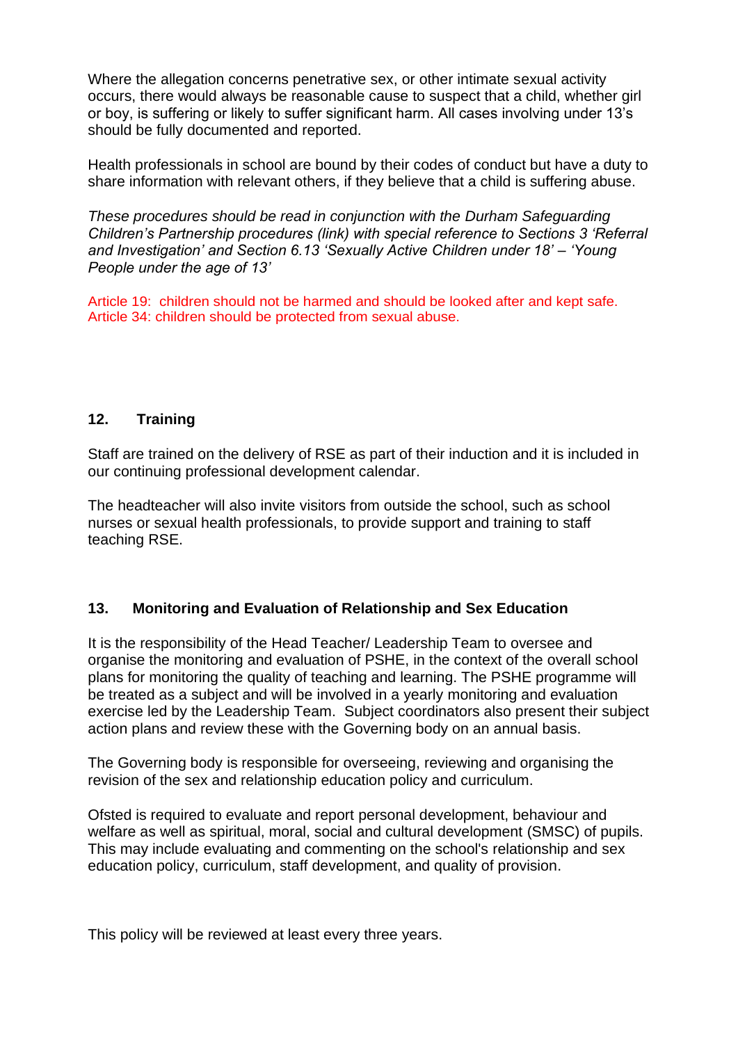Where the allegation concerns penetrative sex, or other intimate sexual activity occurs, there would always be reasonable cause to suspect that a child, whether girl or boy, is suffering or likely to suffer significant harm. All cases involving under 13's should be fully documented and reported.

Health professionals in school are bound by their codes of conduct but have a duty to share information with relevant others, if they believe that a child is suffering abuse.

*These procedures should be read in conjunction with the Durham Safeguarding Children's Partnership procedures (link) with special reference to Sections 3 'Referral and Investigation' and Section 6.13 'Sexually Active Children under 18' – 'Young People under the age of 13'*

Article 19: children should not be harmed and should be looked after and kept safe.
Article 34: children should be protected from sexual abuse.

## 12. Training

Staff are trained on the delivery of RSE as part of their induction and it is included in our continuing professional development calendar.

The headteacher will also invite visitors from outside the school, such as school nurses or sexual health professionals, to provide support and training to staff teaching RSE.

## 13. Monitoring and Evaluation of Relationship and Sex Education

It is the responsibility of the Head Teacher/ Leadership Team to oversee and organise the monitoring and evaluation of PSHE, in the context of the overall school plans for monitoring the quality of teaching and learning. The PSHE programme will be treated as a subject and will be involved in a yearly monitoring and evaluation exercise led by the Leadership Team. Subject coordinators also present their subject action plans and review these with the Governing body on an annual basis.

The Governing body is responsible for overseeing, reviewing and organising the revision of the sex and relationship education policy and curriculum.

Ofsted is required to evaluate and report personal development, behaviour and welfare as well as spiritual, moral, social and cultural development (SMSC) of pupils. This may include evaluating and commenting on the school's relationship and sex education policy, curriculum, staff development, and quality of provision.

This policy will be reviewed at least every three years.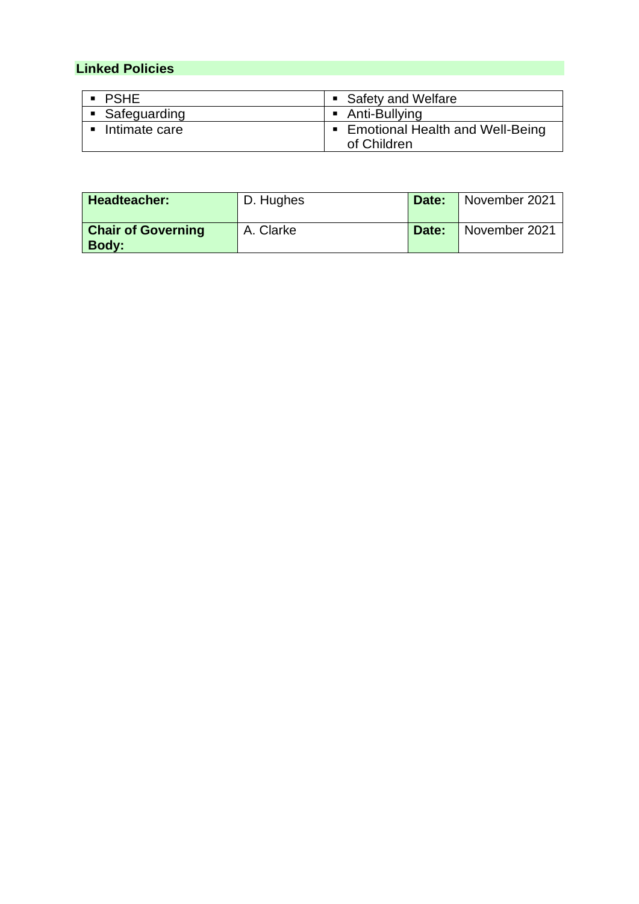## Linked Policies

| | |
|---|---|
| ▪ PSHE | ▪ Safety and Welfare |
| ▪ Safeguarding | ▪ Anti-Bullying |
| ▪ Intimate care | ▪ Emotional Health and Well-Being of Children |

| | | | |
|---|---|---|---|
| **Headteacher:** | D. Hughes | **Date:** | November 2021 |
| **Chair of Governing Body:** | A. Clarke | **Date:** | November 2021 |